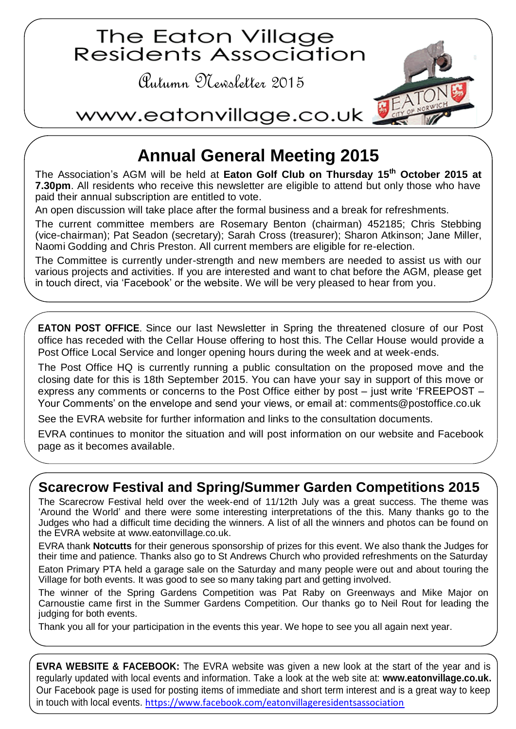# The Eaton Village Residents Association

Autumn Newsletter 2015

www.eatonvillage.co.uk

## Annual General Meeting 2015

The Association's AGM will be held at **Eaton Golf Club on Thursday 15th October 2015 at 7.30pm**. All residents who receive this newsletter are eligible to attend but only those who have paid their annual subscription are entitled to vote.

An open discussion will take place after the formal business and a break for refreshments.

The current committee members are Rosemary Benton (chairman) 452185; Chris Stebbing (vice-chairman); Pat Seadon (secretary); Sarah Cross (treasurer); Sharon Atkinson; Jane Miller, Naomi Godding and Chris Preston. All current members are eligible for re-election.

The Committee is currently under-strength and new members are needed to assist us with our various projects and activities. If you are interested and want to chat before the AGM, please get in touch direct, via 'Facebook' or the website. We will be very pleased to hear from you.

**EATON POST OFFICE**. Since our last Newsletter in Spring the threatened closure of our Post office has receded with the Cellar House offering to host this. The Cellar House would provide a Post Office Local Service and longer opening hours during the week and at week-ends.

The Post Office HQ is currently running a public consultation on the proposed move and the closing date for this is 18th September 2015. You can have your say in support of this move or express any comments or concerns to the Post Office either by post – just write 'FREEPOST – Your Comments' on the envelope and send your views, or email at: comments@postoffice.co.uk

See the EVRA website for further information and links to the consultation documents.

EVRA continues to monitor the situation and will post information on our website and Facebook page as it becomes available.

## Scarecrow Festival and Spring/Summer Garden Competitions 2015

The Scarecrow Festival held over the week-end of 11/12th July was a great success. The theme was 'Around the World' and there were some interesting interpretations of the this. Many thanks go to the Judges who had a difficult time deciding the winners. A list of all the winners and photos can be found on the EVRA website at www.eatonvillage.co.uk.

EVRA thank **Notcutts** for their generous sponsorship of prizes for this event. We also thank the Judges for their time and patience. Thanks also go to St Andrews Church who provided refreshments on the Saturday

Eaton Primary PTA held a garage sale on the Saturday and many people were out and about touring the Village for both events. It was good to see so many taking part and getting involved.

The winner of the Spring Gardens Competition was Pat Raby on Greenways and Mike Major on Carnoustie came first in the Summer Gardens Competition. Our thanks go to Neil Rout for leading the judging for both events.

Thank you all for your participation in the events this year. We hope to see you all again next year.

**EVRA WEBSITE & FACEBOOK:** The EVRA website was given a new look at the start of the year and is regularly updated with local events and information. Take a look at the web site at: **www.eatonvillage.co.uk.** Our Facebook page is used for posting items of immediate and short term interest and is a great way to keep in touch with local events. https://www.facebook.com/eatonvillageresidentsassociation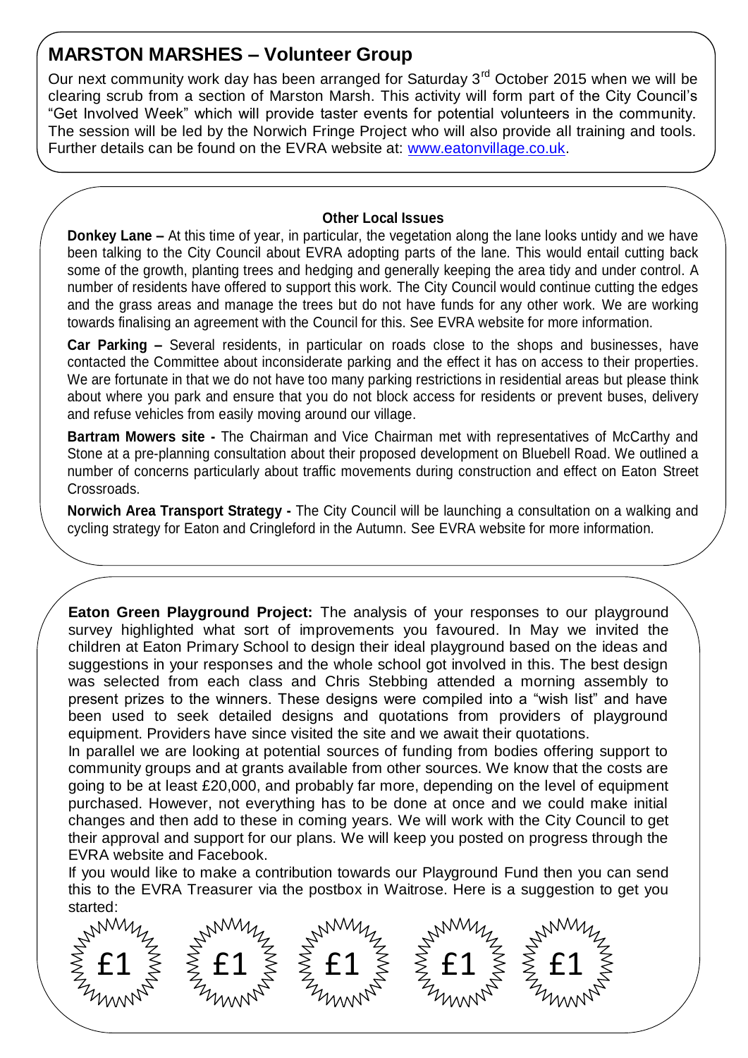## MARSTON MARSHES – Volunteer Group

Our next community work day has been arranged for Saturday 3rd October 2015 when we will be clearing scrub from a section of Marston Marsh. This activity will form part of the City Council's "Get Involved Week" which will provide taster events for potential volunteers in the community. The session will be led by the Norwich Fringe Project who will also provide all training and tools. Further details can be found on the EVRA website at: www.eatonvillage.co.uk.

### Other Local Issues

**Donkey Lane –** At this time of year, in particular, the vegetation along the lane looks untidy and we have been talking to the City Council about EVRA adopting parts of the lane. This would entail cutting back some of the growth, planting trees and hedging and generally keeping the area tidy and under control. A number of residents have offered to support this work. The City Council would continue cutting the edges and the grass areas and manage the trees but do not have funds for any other work. We are working towards finalising an agreement with the Council for this. See EVRA website for more information.

**Car Parking –** Several residents, in particular on roads close to the shops and businesses, have contacted the Committee about inconsiderate parking and the effect it has on access to their properties. We are fortunate in that we do not have too many parking restrictions in residential areas but please think about where you park and ensure that you do not block access for residents or prevent buses, delivery and refuse vehicles from easily moving around our village.

**Bartram Mowers site -** The Chairman and Vice Chairman met with representatives of McCarthy and Stone at a pre-planning consultation about their proposed development on Bluebell Road. We outlined a number of concerns particularly about traffic movements during construction and effect on Eaton Street Crossroads.

**Norwich Area Transport Strategy -** The City Council will be launching a consultation on a walking and cycling strategy for Eaton and Cringleford in the Autumn. See EVRA website for more information.

**Eaton Green Playground Project:** The analysis of your responses to our playground survey highlighted what sort of improvements you favoured. In May we invited the children at Eaton Primary School to design their ideal playground based on the ideas and suggestions in your responses and the whole school got involved in this. The best design was selected from each class and Chris Stebbing attended a morning assembly to present prizes to the winners. These designs were compiled into a "wish list" and have been used to seek detailed designs and quotations from providers of playground equipment. Providers have since visited the site and we await their quotations.

In parallel we are looking at potential sources of funding from bodies offering support to community groups and at grants available from other sources. We know that the costs are going to be at least £20,000, and probably far more, depending on the level of equipment purchased. However, not everything has to be done at once and we could make initial changes and then add to these in coming years. We will work with the City Council to get their approval and support for our plans. We will keep you posted on progress through the EVRA website and Facebook.

If you would like to make a contribution towards our Playground Fund then you can send this to the EVRA Treasurer via the postbox in Waitrose. Here is a suggestion to get you started:

£1 £1 £1 £1 £1